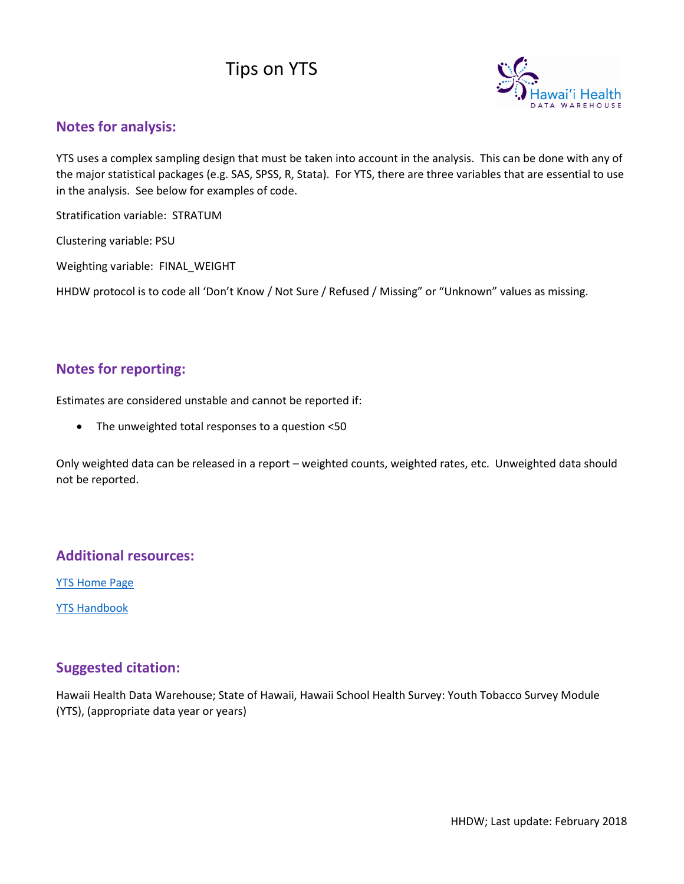# Tips on YTS

## Notes for analysis:

YTS uses a complex sampling design that must be taken into account in the analysis. This can be done with any of the major statistical packages (e.g. SAS, SPSS, R, Stata). For YTS, there are three variables that are essential to use in the analysis. See below for examples of code.

Stratification variable: STRATUM

Clustering variable: PSU

Weighting variable: FINAL_WEIGHT

HHDW protocol is to code all 'Don't Know / Not Sure / Refused / Missing" or "Unknown" values as missing.

## Notes for reporting:

Estimates are considered unstable and cannot be reported if:

- The unweighted total responses to a question <50

Only weighted data can be released in a report – weighted counts, weighted rates, etc. Unweighted data should not be reported.

## Additional resources:

YTS Home Page

YTS Handbook

## Suggested citation:

Hawaii Health Data Warehouse; State of Hawaii, Hawaii School Health Survey: Youth Tobacco Survey Module (YTS), (appropriate data year or years)

HHDW; Last update: February 2018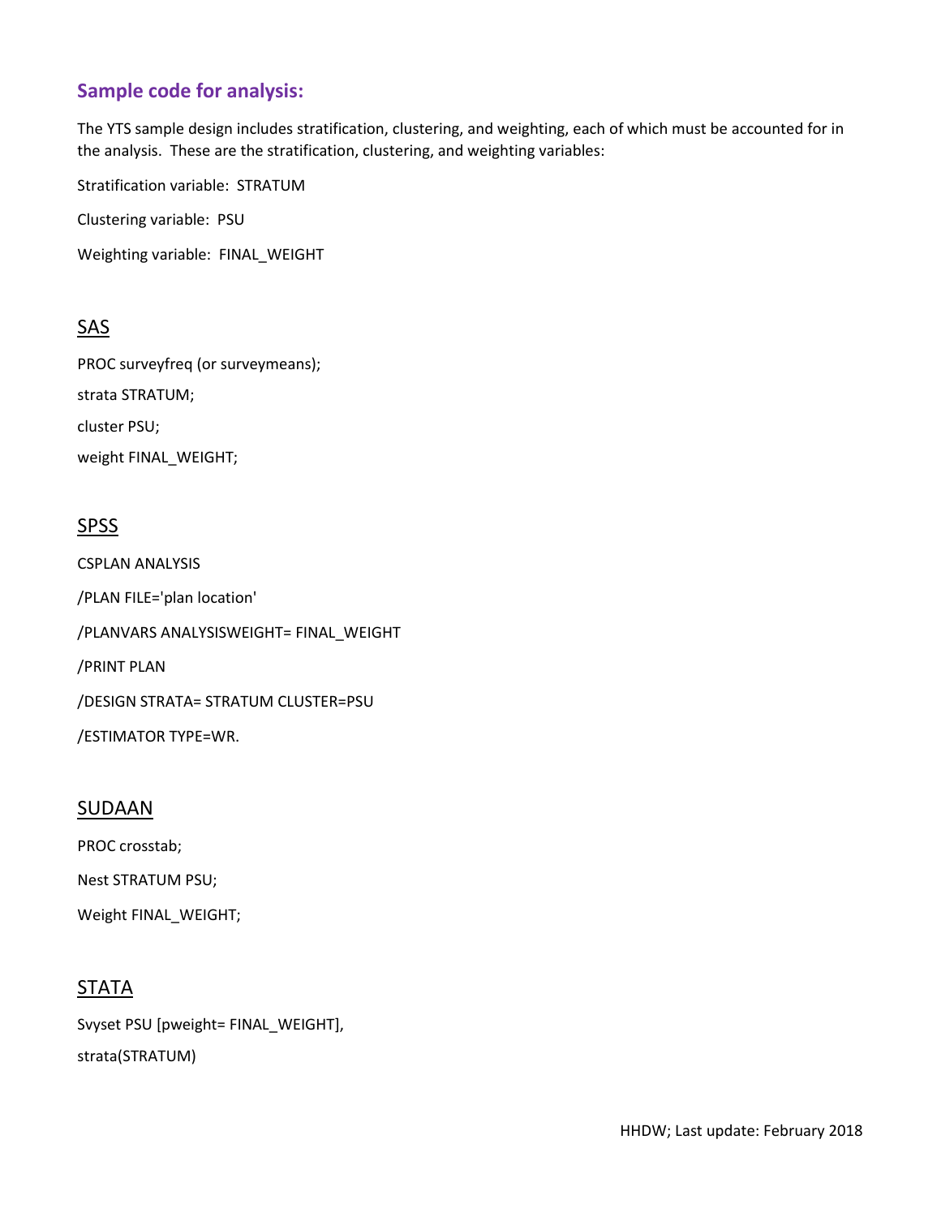## Sample code for analysis:

The YTS sample design includes stratification, clustering, and weighting, each of which must be accounted for in the analysis. These are the stratification, clustering, and weighting variables:

Stratification variable: STRATUM

Clustering variable: PSU

Weighting variable: FINAL_WEIGHT

### SAS

```
PROC surveyfreq (or surveymeans);
strata STRATUM;
cluster PSU;
weight FINAL_WEIGHT;
```

### SPSS

```
CSPLAN ANALYSIS
/PLAN FILE='plan location'
/PLANVARS ANALYSISWEIGHT= FINAL_WEIGHT
/PRINT PLAN
/DESIGN STRATA= STRATUM CLUSTER=PSU
/ESTIMATOR TYPE=WR.
```

### SUDAAN

```
PROC crosstab;
Nest STRATUM PSU;
Weight FINAL_WEIGHT;
```

### STATA

```
Svyset PSU [pweight= FINAL_WEIGHT],
strata(STRATUM)
```

HHDW; Last update: February 2018